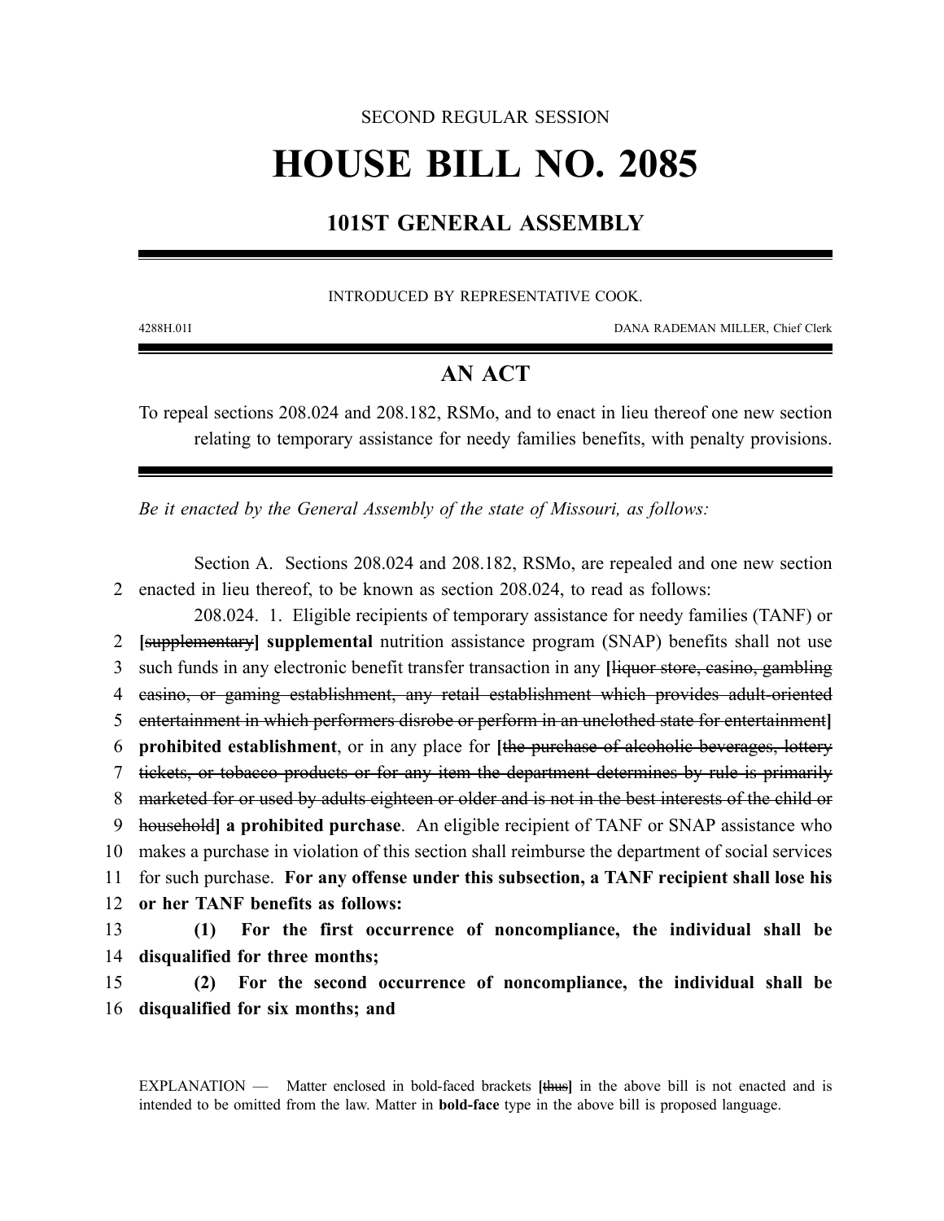SECOND REGULAR SESSION

# HOUSE BILL NO. 2085

## 101ST GENERAL ASSEMBLY

INTRODUCED BY REPRESENTATIVE COOK.

4288H.01I DANA RADEMAN MILLER, Chief Clerk

## AN ACT

To repeal sections 208.024 and 208.182, RSMo, and to enact in lieu thereof one new section relating to temporary assistance for needy families benefits, with penalty provisions.

*Be it enacted by the General Assembly of the state of Missouri, as follows:*

Section A. Sections 208.024 and 208.182, RSMo, are repealed and one new section enacted in lieu thereof, to be known as section 208.024, to read as follows:

208.024. 1. Eligible recipients of temporary assistance for needy families (TANF) or **[**~~supplementary~~**]** **supplemental** nutrition assistance program (SNAP) benefits shall not use such funds in any electronic benefit transfer transaction in any **[**~~liquor store, casino, gambling casino, or gaming establishment, any retail establishment which provides adult-oriented entertainment in which performers disrobe or perform in an unclothed state for entertainment~~**]** **prohibited establishment**, or in any place for **[**~~the purchase of alcoholic beverages, lottery tickets, or tobacco products or for any item the department determines by rule is primarily marketed for or used by adults eighteen or older and is not in the best interests of the child or household~~**]** **a prohibited purchase**. An eligible recipient of TANF or SNAP assistance who makes a purchase in violation of this section shall reimburse the department of social services for such purchase. **For any offense under this subsection, a TANF recipient shall lose his or her TANF benefits as follows:**

**(1) For the first occurrence of noncompliance, the individual shall be disqualified for three months;**

**(2) For the second occurrence of noncompliance, the individual shall be disqualified for six months; and**

EXPLANATION — Matter enclosed in bold-faced brackets **[**~~thus~~**]** in the above bill is not enacted and is intended to be omitted from the law. Matter in **bold-face** type in the above bill is proposed language.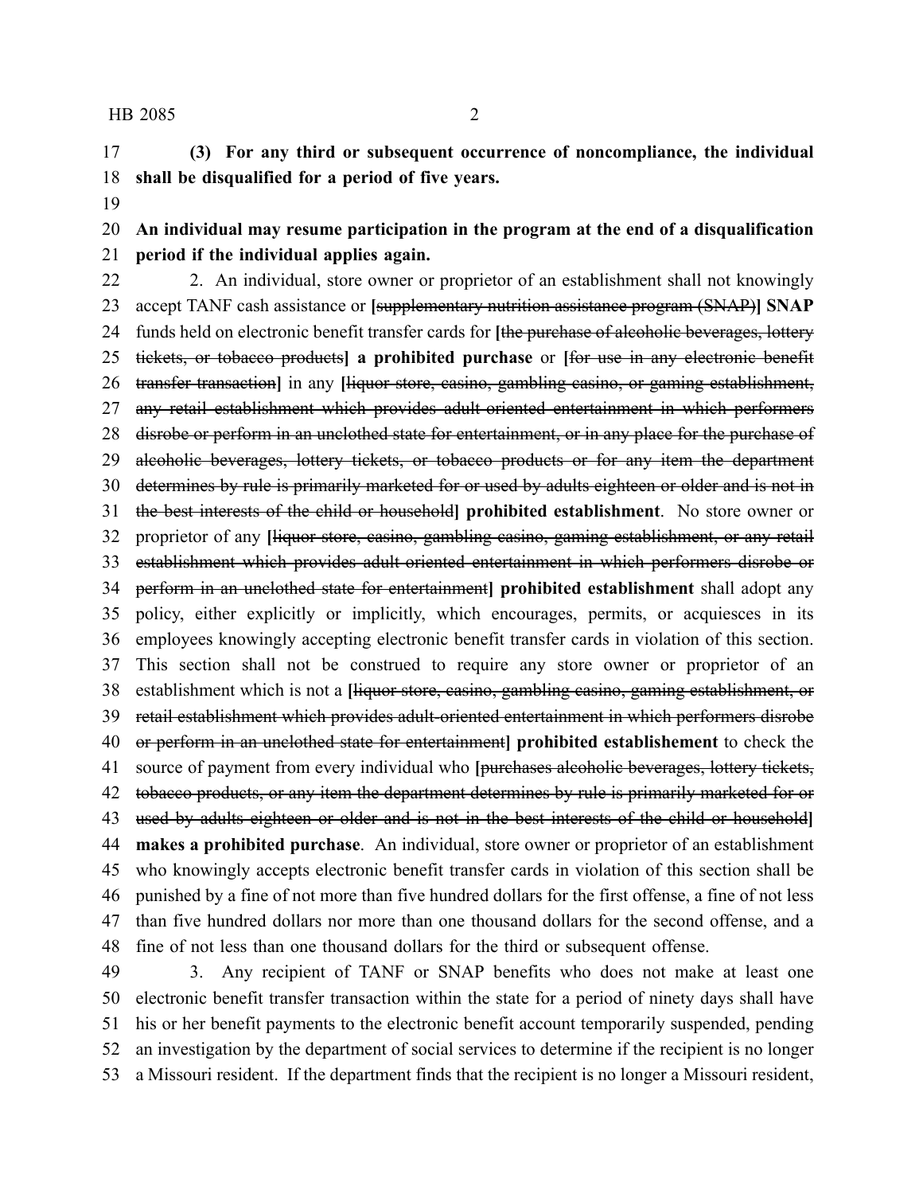**(3) For any third or subsequent occurrence of noncompliance, the individual shall be disqualified for a period of five years.**

**An individual may resume participation in the program at the end of a disqualification period if the individual applies again.**

2. An individual, store owner or proprietor of an establishment shall not knowingly accept TANF cash assistance or **[**~~supplementary nutrition assistance program (SNAP)~~**] SNAP** funds held on electronic benefit transfer cards for **[**~~the purchase of alcoholic beverages, lottery tickets, or tobacco products~~**] a prohibited purchase** or **[**~~for use in any electronic benefit transfer transaction~~**]** in any **[**~~liquor store, casino, gambling casino, or gaming establishment, any retail establishment which provides adult-oriented entertainment in which performers disrobe or perform in an unclothed state for entertainment, or in any place for the purchase of alcoholic beverages, lottery tickets, or tobacco products or for any item the department determines by rule is primarily marketed for or used by adults eighteen or older and is not in the best interests of the child or household~~**] prohibited establishment**. No store owner or proprietor of any **[**~~liquor store, casino, gambling casino, gaming establishment, or any retail establishment which provides adult-oriented entertainment in which performers disrobe or perform in an unclothed state for entertainment~~**] prohibited establishment** shall adopt any policy, either explicitly or implicitly, which encourages, permits, or acquiesces in its employees knowingly accepting electronic benefit transfer cards in violation of this section. This section shall not be construed to require any store owner or proprietor of an establishment which is not a **[**~~liquor store, casino, gambling casino, gaming establishment, or retail establishment which provides adult-oriented entertainment in which performers disrobe or perform in an unclothed state for entertainment~~**] prohibited establishement** to check the source of payment from every individual who **[**~~purchases alcoholic beverages, lottery tickets, tobacco products, or any item the department determines by rule is primarily marketed for or used by adults eighteen or older and is not in the best interests of the child or household~~**] makes a prohibited purchase**. An individual, store owner or proprietor of an establishment who knowingly accepts electronic benefit transfer cards in violation of this section shall be punished by a fine of not more than five hundred dollars for the first offense, a fine of not less than five hundred dollars nor more than one thousand dollars for the second offense, and a fine of not less than one thousand dollars for the third or subsequent offense.

3. Any recipient of TANF or SNAP benefits who does not make at least one electronic benefit transfer transaction within the state for a period of ninety days shall have his or her benefit payments to the electronic benefit account temporarily suspended, pending an investigation by the department of social services to determine if the recipient is no longer a Missouri resident. If the department finds that the recipient is no longer a Missouri resident,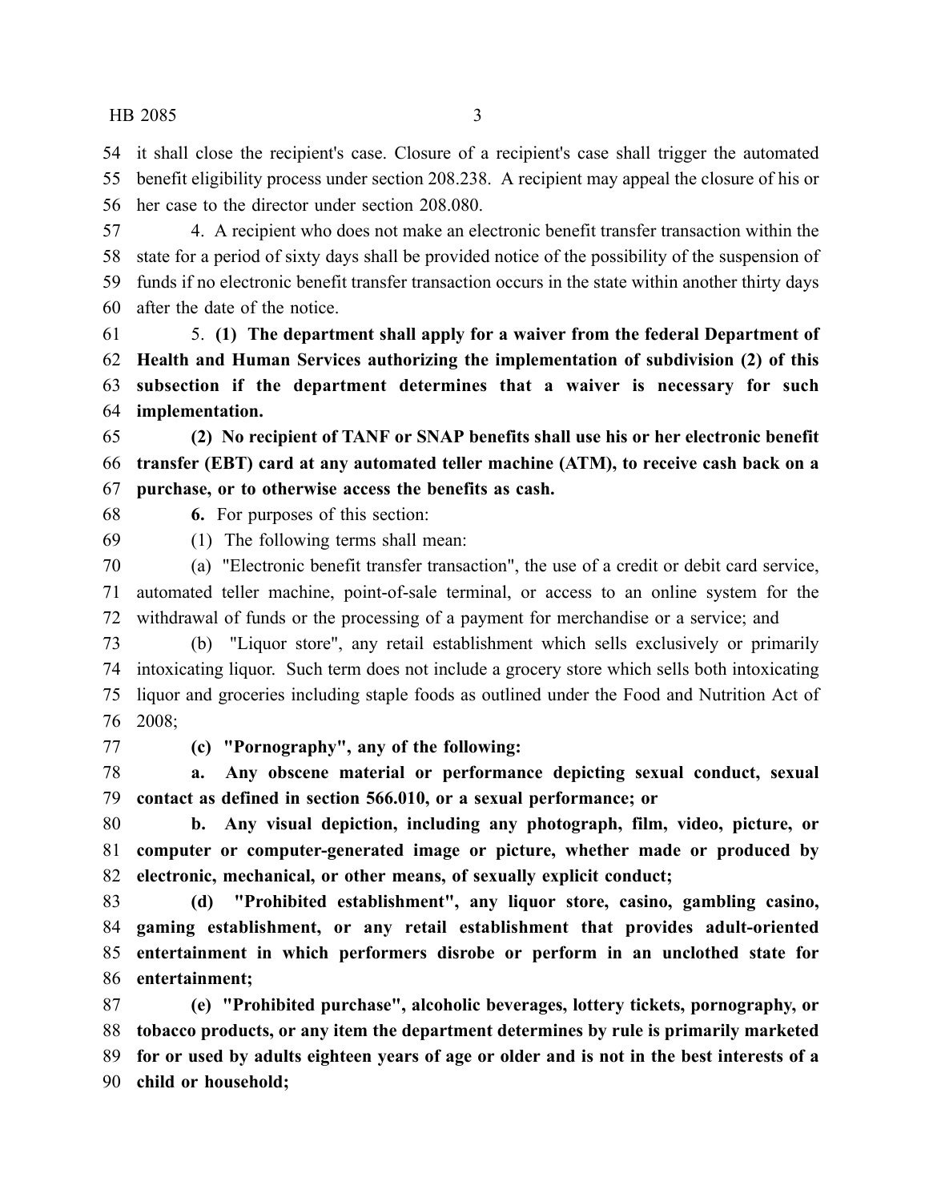it shall close the recipient's case. Closure of a recipient's case shall trigger the automated benefit eligibility process under section 208.238. A recipient may appeal the closure of his or her case to the director under section 208.080.

4. A recipient who does not make an electronic benefit transfer transaction within the state for a period of sixty days shall be provided notice of the possibility of the suspension of funds if no electronic benefit transfer transaction occurs in the state within another thirty days after the date of the notice.

5. **(1) The department shall apply for a waiver from the federal Department of Health and Human Services authorizing the implementation of subdivision (2) of this subsection if the department determines that a waiver is necessary for such implementation.**

**(2) No recipient of TANF or SNAP benefits shall use his or her electronic benefit transfer (EBT) card at any automated teller machine (ATM), to receive cash back on a purchase, or to otherwise access the benefits as cash.**

**6.** For purposes of this section:

(1) The following terms shall mean:

(a) "Electronic benefit transfer transaction", the use of a credit or debit card service, automated teller machine, point-of-sale terminal, or access to an online system for the withdrawal of funds or the processing of a payment for merchandise or a service; and

(b) "Liquor store", any retail establishment which sells exclusively or primarily intoxicating liquor. Such term does not include a grocery store which sells both intoxicating liquor and groceries including staple foods as outlined under the Food and Nutrition Act of 2008;

**(c) "Pornography", any of the following:**

**a. Any obscene material or performance depicting sexual conduct, sexual contact as defined in section 566.010, or a sexual performance; or**

**b. Any visual depiction, including any photograph, film, video, picture, or computer or computer-generated image or picture, whether made or produced by electronic, mechanical, or other means, of sexually explicit conduct;**

**(d) "Prohibited establishment", any liquor store, casino, gambling casino, gaming establishment, or any retail establishment that provides adult-oriented entertainment in which performers disrobe or perform in an unclothed state for entertainment;**

**(e) "Prohibited purchase", alcoholic beverages, lottery tickets, pornography, or tobacco products, or any item the department determines by rule is primarily marketed for or used by adults eighteen years of age or older and is not in the best interests of a child or household;**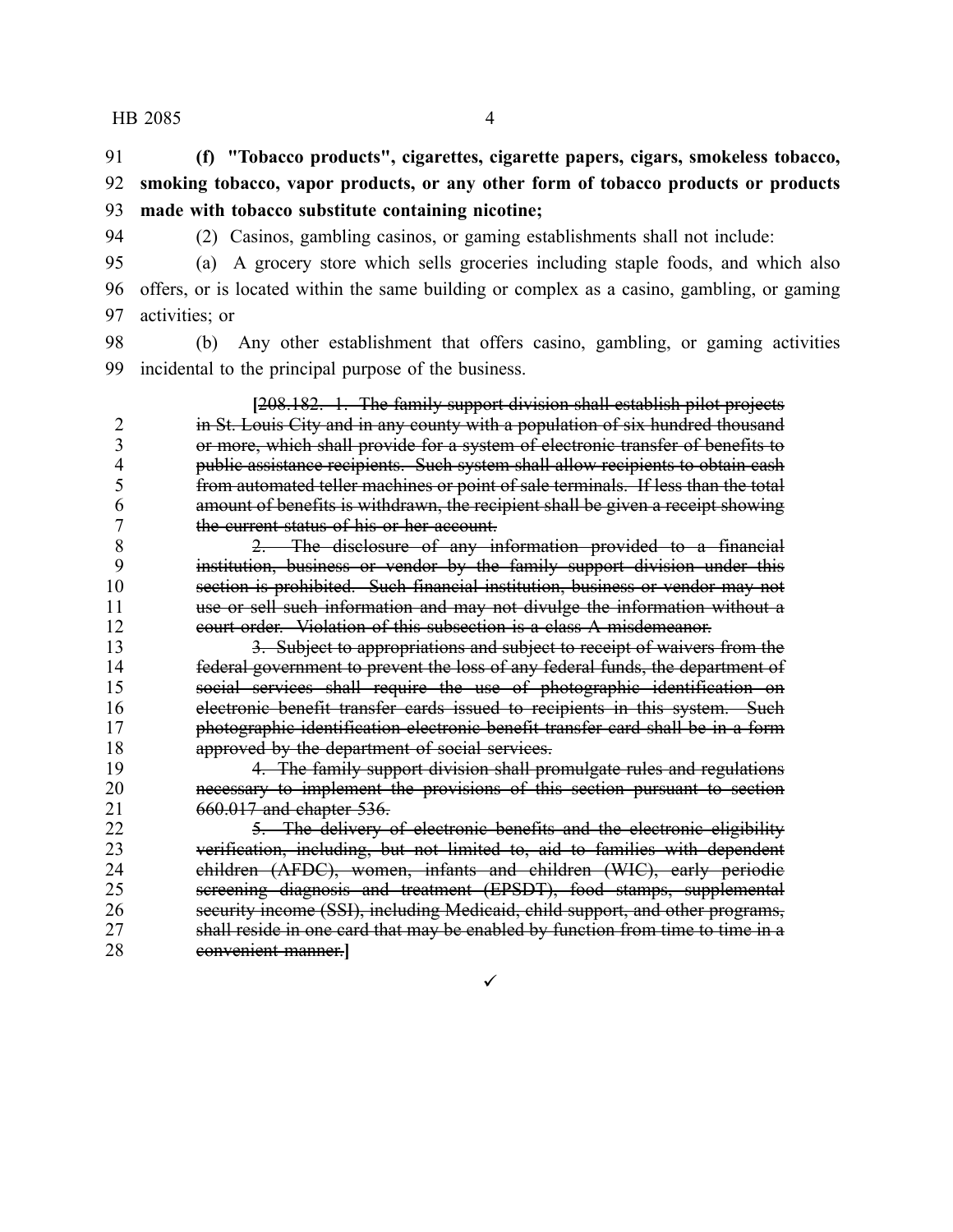**(f) "Tobacco products", cigarettes, cigarette papers, cigars, smokeless tobacco, smoking tobacco, vapor products, or any other form of tobacco products or products made with tobacco substitute containing nicotine;**

(2) Casinos, gambling casinos, or gaming establishments shall not include:

(a) A grocery store which sells groceries including staple foods, and which also offers, or is located within the same building or complex as a casino, gambling, or gaming activities; or

(b) Any other establishment that offers casino, gambling, or gaming activities incidental to the principal purpose of the business.

**[**~~208.182. 1. The family support division shall establish pilot projects in St. Louis City and in any county with a population of six hundred thousand or more, which shall provide for a system of electronic transfer of benefits to public assistance recipients. Such system shall allow recipients to obtain cash from automated teller machines or point of sale terminals. If less than the total amount of benefits is withdrawn, the recipient shall be given a receipt showing the current status of his or her account.~~

~~2. The disclosure of any information provided to a financial institution, business or vendor by the family support division under this section is prohibited. Such financial institution, business or vendor may not use or sell such information and may not divulge the information without a court order. Violation of this subsection is a class A misdemeanor.~~

~~3. Subject to appropriations and subject to receipt of waivers from the federal government to prevent the loss of any federal funds, the department of social services shall require the use of photographic identification on electronic benefit transfer cards issued to recipients in this system. Such photographic identification electronic benefit transfer card shall be in a form approved by the department of social services.~~

~~4. The family support division shall promulgate rules and regulations necessary to implement the provisions of this section pursuant to section 660.017 and chapter 536.~~

~~5. The delivery of electronic benefits and the electronic eligibility verification, including, but not limited to, aid to families with dependent children (AFDC), women, infants and children (WIC), early periodic screening diagnosis and treatment (EPSDT), food stamps, supplemental security income (SSI), including Medicaid, child support, and other programs, shall reside in one card that may be enabled by function from time to time in a convenient manner.~~**]**

✓